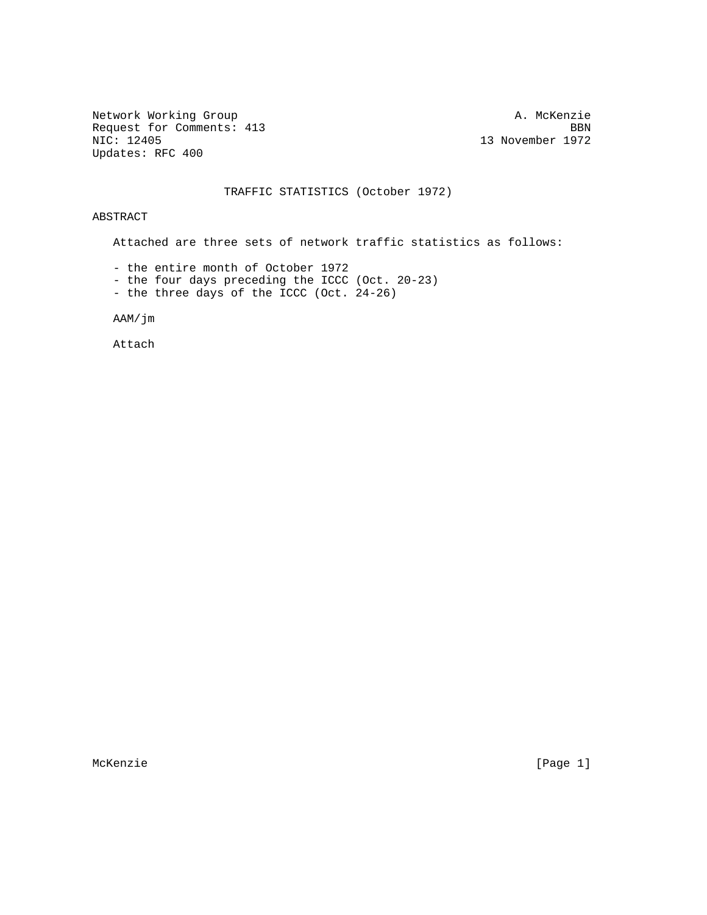Network Working Group                                          A. McKenzie
Request for Comments: 413                                              BBN
NIC: 12405                                                13 November 1972
Updates: RFC 400

# TRAFFIC STATISTICS (October 1972)

## ABSTRACT

Attached are three sets of network traffic statistics as follows:

- the entire month of October 1972
- the four days preceding the ICCC (Oct. 20-23)
- the three days of the ICCC (Oct. 24-26)

AAM/jm

Attach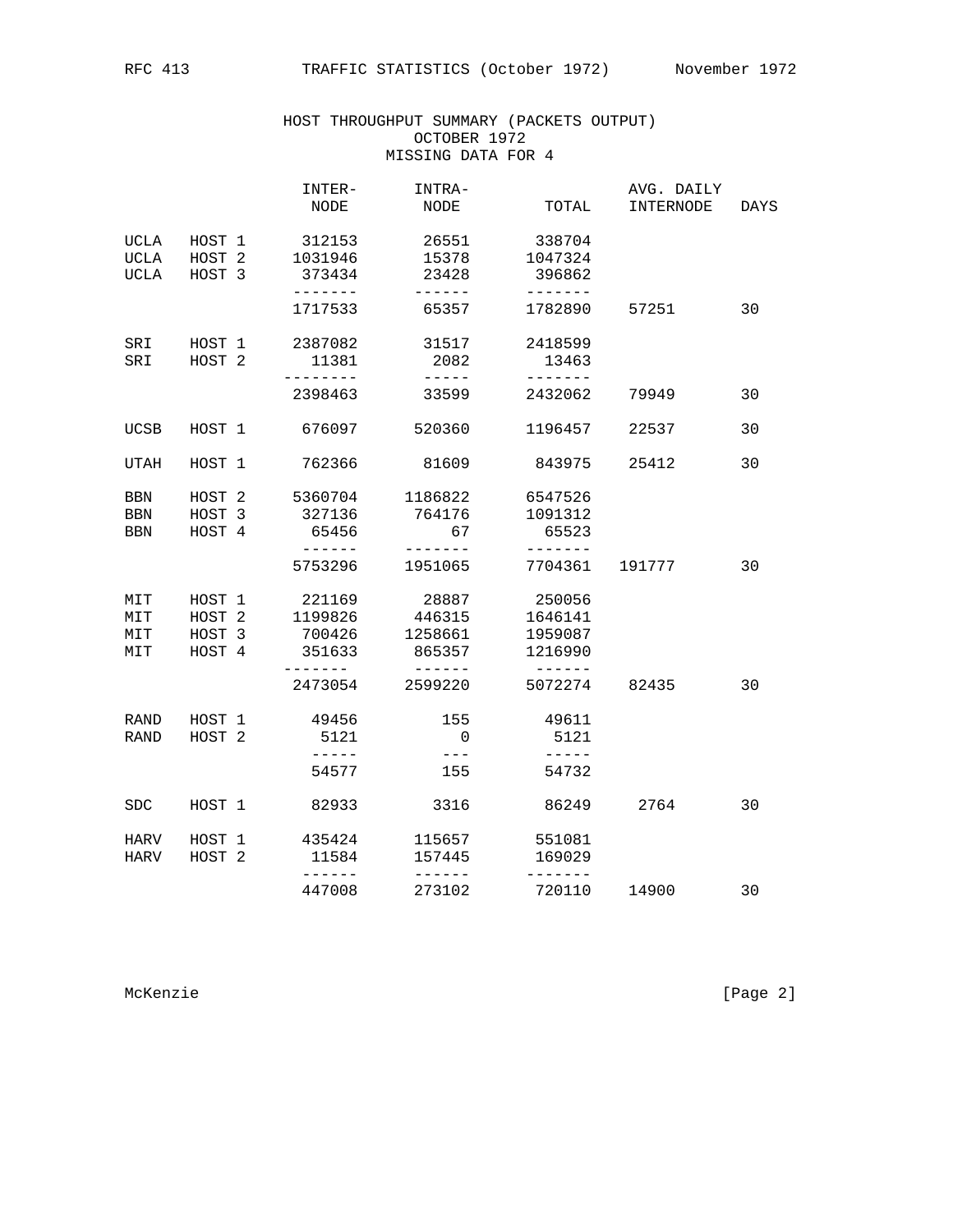# HOST THROUGHPUT SUMMARY (PACKETS OUTPUT)

OCTOBER 1972

MISSING DATA FOR 4

| | | INTER-NODE | INTRA-NODE | TOTAL | AVG. DAILY INTERNODE | DAYS |
|---|---|---|---|---|---|---|
| UCLA | HOST 1 | 312153 | 26551 | 338704 | | |
| UCLA | HOST 2 | 1031946 | 15378 | 1047324 | | |
| UCLA | HOST 3 | 373434 | 23428 | 396862 | | |
| | | 1717533 | 65357 | 1782890 | 57251 | 30 |
| SRI | HOST 1 | 2387082 | 31517 | 2418599 | | |
| SRI | HOST 2 | 11381 | 2082 | 13463 | | |
| | | 2398463 | 33599 | 2432062 | 79949 | 30 |
| UCSB | HOST 1 | 676097 | 520360 | 1196457 | 22537 | 30 |
| UTAH | HOST 1 | 762366 | 81609 | 843975 | 25412 | 30 |
| BBN | HOST 2 | 5360704 | 1186822 | 6547526 | | |
| BBN | HOST 3 | 327136 | 764176 | 1091312 | | |
| BBN | HOST 4 | 65456 | 67 | 65523 | | |
| | | 5753296 | 1951065 | 7704361 | 191777 | 30 |
| MIT | HOST 1 | 221169 | 28887 | 250056 | | |
| MIT | HOST 2 | 1199826 | 446315 | 1646141 | | |
| MIT | HOST 3 | 700426 | 1258661 | 1959087 | | |
| MIT | HOST 4 | 351633 | 865357 | 1216990 | | |
| | | 2473054 | 2599220 | 5072274 | 82435 | 30 |
| RAND | HOST 1 | 49456 | 155 | 49611 | | |
| RAND | HOST 2 | 5121 | 0 | 5121 | | |
| | | 54577 | 155 | 54732 | | |
| SDC | HOST 1 | 82933 | 3316 | 86249 | 2764 | 30 |
| HARV | HOST 1 | 435424 | 115657 | 551081 | | |
| HARV | HOST 2 | 11584 | 157445 | 169029 | | |
| | | 447008 | 273102 | 720110 | 14900 | 30 |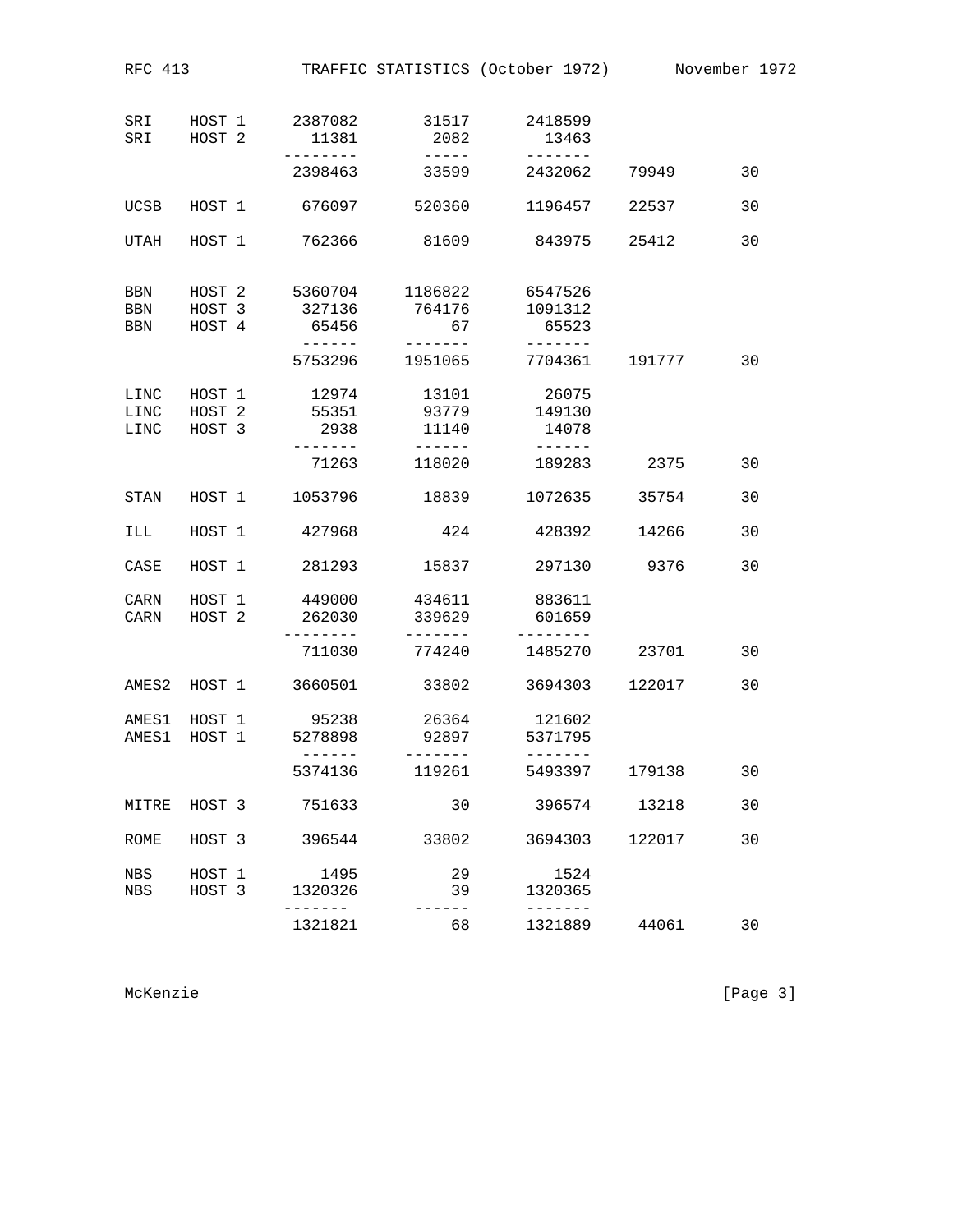| | | | | | | |
|---|---|---|---|---|---|---|
| SRI | HOST 1 | 2387082 | 31517 | 2418599 | | |
| SRI | HOST 2 | 11381 | 2082 | 13463 | | |
| | | -------- | ----- | ------- | | |
| | | 2398463 | 33599 | 2432062 | 79949 | 30 |
| UCSB | HOST 1 | 676097 | 520360 | 1196457 | 22537 | 30 |
| UTAH | HOST 1 | 762366 | 81609 | 843975 | 25412 | 30 |
| BBN | HOST 2 | 5360704 | 1186822 | 6547526 | | |
| BBN | HOST 3 | 327136 | 764176 | 1091312 | | |
| BBN | HOST 4 | 65456 | 67 | 65523 | | |
| | | ------ | ------- | ------- | | |
| | | 5753296 | 1951065 | 7704361 | 191777 | 30 |
| LINC | HOST 1 | 12974 | 13101 | 26075 | | |
| LINC | HOST 2 | 55351 | 93779 | 149130 | | |
| LINC | HOST 3 | 2938 | 11140 | 14078 | | |
| | | ------- | ------ | ------ | | |
| | | 71263 | 118020 | 189283 | 2375 | 30 |
| STAN | HOST 1 | 1053796 | 18839 | 1072635 | 35754 | 30 |
| ILL | HOST 1 | 427968 | 424 | 428392 | 14266 | 30 |
| CASE | HOST 1 | 281293 | 15837 | 297130 | 9376 | 30 |
| CARN | HOST 1 | 449000 | 434611 | 883611 | | |
| CARN | HOST 2 | 262030 | 339629 | 601659 | | |
| | | -------- | ------- | -------- | | |
| | | 711030 | 774240 | 1485270 | 23701 | 30 |
| AMES2 | HOST 1 | 3660501 | 33802 | 3694303 | 122017 | 30 |
| AMES1 | HOST 1 | 95238 | 26364 | 121602 | | |
| AMES1 | HOST 1 | 5278898 | 92897 | 5371795 | | |
| | | ------ | ------- | ------- | | |
| | | 5374136 | 119261 | 5493397 | 179138 | 30 |
| MITRE | HOST 3 | 751633 | 30 | 396574 | 13218 | 30 |
| ROME | HOST 3 | 396544 | 33802 | 3694303 | 122017 | 30 |
| NBS | HOST 1 | 1495 | 29 | 1524 | | |
| NBS | HOST 3 | 1320326 | 39 | 1320365 | | |
| | | ------- | ------ | ------- | | |
| | | 1321821 | 68 | 1321889 | 44061 | 30 |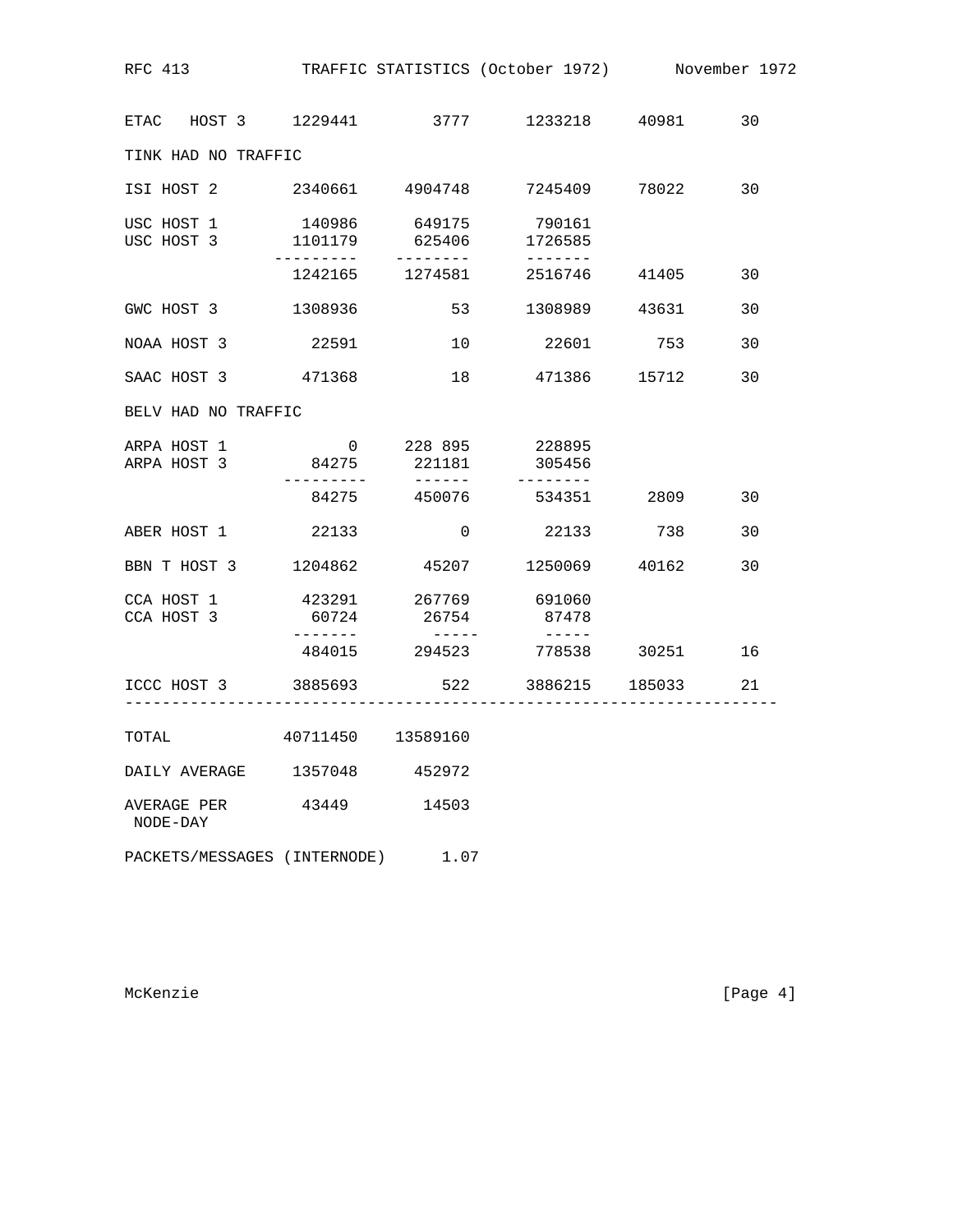| | | | | | |
|---|---|---|---|---|---|
| ETAC HOST 3 | 1229441 | 3777 | 1233218 | 40981 | 30 |
| TINK HAD NO TRAFFIC | | | | | |
| ISI HOST 2 | 2340661 | 4904748 | 7245409 | 78022 | 30 |
| USC HOST 1 | 140986 | 649175 | 790161 | | |
| USC HOST 3 | 1101179 | 625406 | 1726585 | | |
| | 1242165 | 1274581 | 2516746 | 41405 | 30 |
| GWC HOST 3 | 1308936 | 53 | 1308989 | 43631 | 30 |
| NOAA HOST 3 | 22591 | 10 | 22601 | 753 | 30 |
| SAAC HOST 3 | 471368 | 18 | 471386 | 15712 | 30 |
| BELV HAD NO TRAFFIC | | | | | |
| ARPA HOST 1 | 0 | 228 895 | 228895 | | |
| ARPA HOST 3 | 84275 | 221181 | 305456 | | |
| | 84275 | 450076 | 534351 | 2809 | 30 |
| ABER HOST 1 | 22133 | 0 | 22133 | 738 | 30 |
| BBN T HOST 3 | 1204862 | 45207 | 1250069 | 40162 | 30 |
| CCA HOST 1 | 423291 | 267769 | 691060 | | |
| CCA HOST 3 | 60724 | 26754 | 87478 | | |
| | 484015 | 294523 | 778538 | 30251 | 16 |
| ICCC HOST 3 | 3885693 | 522 | 3886215 | 185033 | 21 |
| TOTAL | 40711450 | 13589160 | | | |
| DAILY AVERAGE | 1357048 | 452972 | | | |
| AVERAGE PER NODE-DAY | 43449 | 14503 | | | |

PACKETS/MESSAGES (INTERNODE) 1.07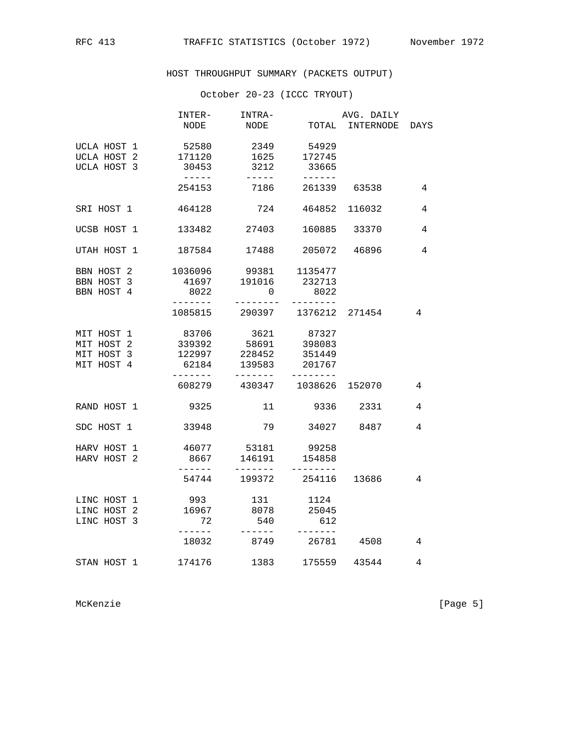## HOST THROUGHPUT SUMMARY (PACKETS OUTPUT)

### October 20-23 (ICCC TRYOUT)

| | INTER-NODE | INTRA-NODE | TOTAL | AVG. DAILY INTERNODE | DAYS |
|---|---|---|---|---|---|
| UCLA HOST 1 | 52580 | 2349 | 54929 | | |
| UCLA HOST 2 | 171120 | 1625 | 172745 | | |
| UCLA HOST 3 | 30453 | 3212 | 33665 | | |
| | 254153 | 7186 | 261339 | 63538 | 4 |
| SRI HOST 1 | 464128 | 724 | 464852 | 116032 | 4 |
| UCSB HOST 1 | 133482 | 27403 | 160885 | 33370 | 4 |
| UTAH HOST 1 | 187584 | 17488 | 205072 | 46896 | 4 |
| BBN HOST 2 | 1036096 | 99381 | 1135477 | | |
| BBN HOST 3 | 41697 | 191016 | 232713 | | |
| BBN HOST 4 | 8022 | 0 | 8022 | | |
| | 1085815 | 290397 | 1376212 | 271454 | 4 |
| MIT HOST 1 | 83706 | 3621 | 87327 | | |
| MIT HOST 2 | 339392 | 58691 | 398083 | | |
| MIT HOST 3 | 122997 | 228452 | 351449 | | |
| MIT HOST 4 | 62184 | 139583 | 201767 | | |
| | 608279 | 430347 | 1038626 | 152070 | 4 |
| RAND HOST 1 | 9325 | 11 | 9336 | 2331 | 4 |
| SDC HOST 1 | 33948 | 79 | 34027 | 8487 | 4 |
| HARV HOST 1 | 46077 | 53181 | 99258 | | |
| HARV HOST 2 | 8667 | 146191 | 154858 | | |
| | 54744 | 199372 | 254116 | 13686 | 4 |
| LINC HOST 1 | 993 | 131 | 1124 | | |
| LINC HOST 2 | 16967 | 8078 | 25045 | | |
| LINC HOST 3 | 72 | 540 | 612 | | |
| | 18032 | 8749 | 26781 | 4508 | 4 |
| STAN HOST 1 | 174176 | 1383 | 175559 | 43544 | 4 |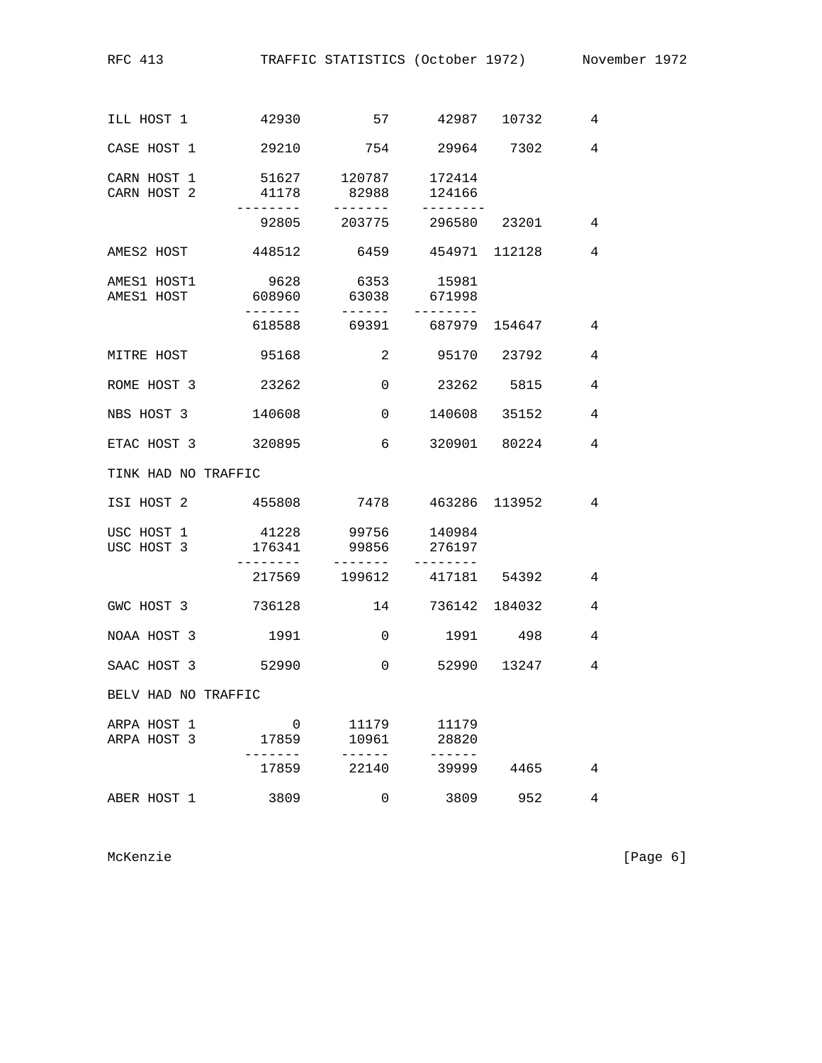```
ILL HOST 1         42930         57      42987   10732       4

CASE HOST 1        29210        754      29964    7302       4

CARN HOST 1        51627     120787     172414
CARN HOST 2        41178      82988     124166
                ---------   -------   --------
                   92805     203775     296580   23201       4

AMES2 HOST        448512       6459     454971  112128       4

AMES1 HOST1         9628       6353      15981
AMES1 HOST        608960      63038     671998
                 -------     ------   --------
                  618588      69391     687979  154647       4

MITRE HOST         95168          2      95170   23792       4

ROME HOST 3        23262          0      23262    5815       4

NBS HOST 3        140608          0     140608   35152       4

ETAC HOST 3       320895          6     320901   80224       4

TINK HAD NO TRAFFIC

ISI HOST 2        455808       7478     463286  113952       4

USC HOST 1         41228      99756     140984
USC HOST 3        176341      99856     276197
                ---------   -------   --------
                  217569     199612     417181   54392       4

GWC HOST 3        736128         14     736142  184032       4

NOAA HOST 3         1991          0       1991     498       4

SAAC HOST 3        52990          0      52990   13247       4

BELV HAD NO TRAFFIC

ARPA HOST 1            0      11179      11179
ARPA HOST 3        17859      10961      28820
                 -------     ------     ------
                   17859      22140      39999    4465       4

ABER HOST 1         3809          0       3809     952       4
```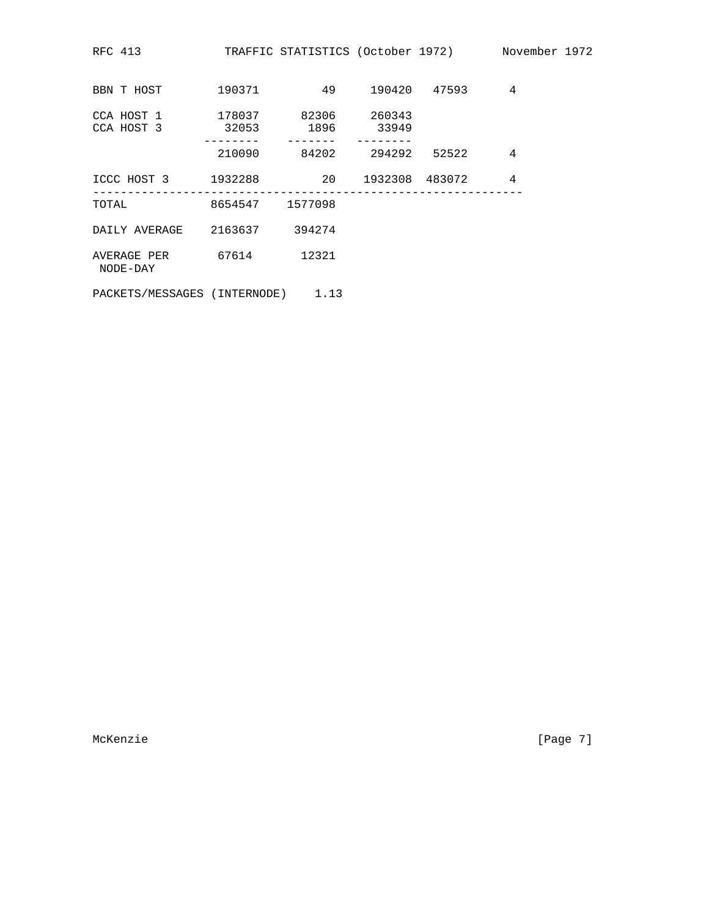| | | | | | |
|---|---|---|---|---|---|
| BBN T HOST | 190371 | 49 | 190420 | 47593 | 4 |
| CCA HOST 1 | 178037 | 82306 | 260343 | | |
| CCA HOST 3 | 32053 | 1896 | 33949 | | |
| | 210090 | 84202 | 294292 | 52522 | 4 |
| ICCC HOST 3 | 1932288 | 20 | 1932308 | 483072 | 4 |
| TOTAL | 8654547 | 1577098 | | | |
| DAILY AVERAGE | 2163637 | 394274 | | | |
| AVERAGE PER NODE-DAY | 67614 | 12321 | | | |

PACKETS/MESSAGES (INTERNODE) 1.13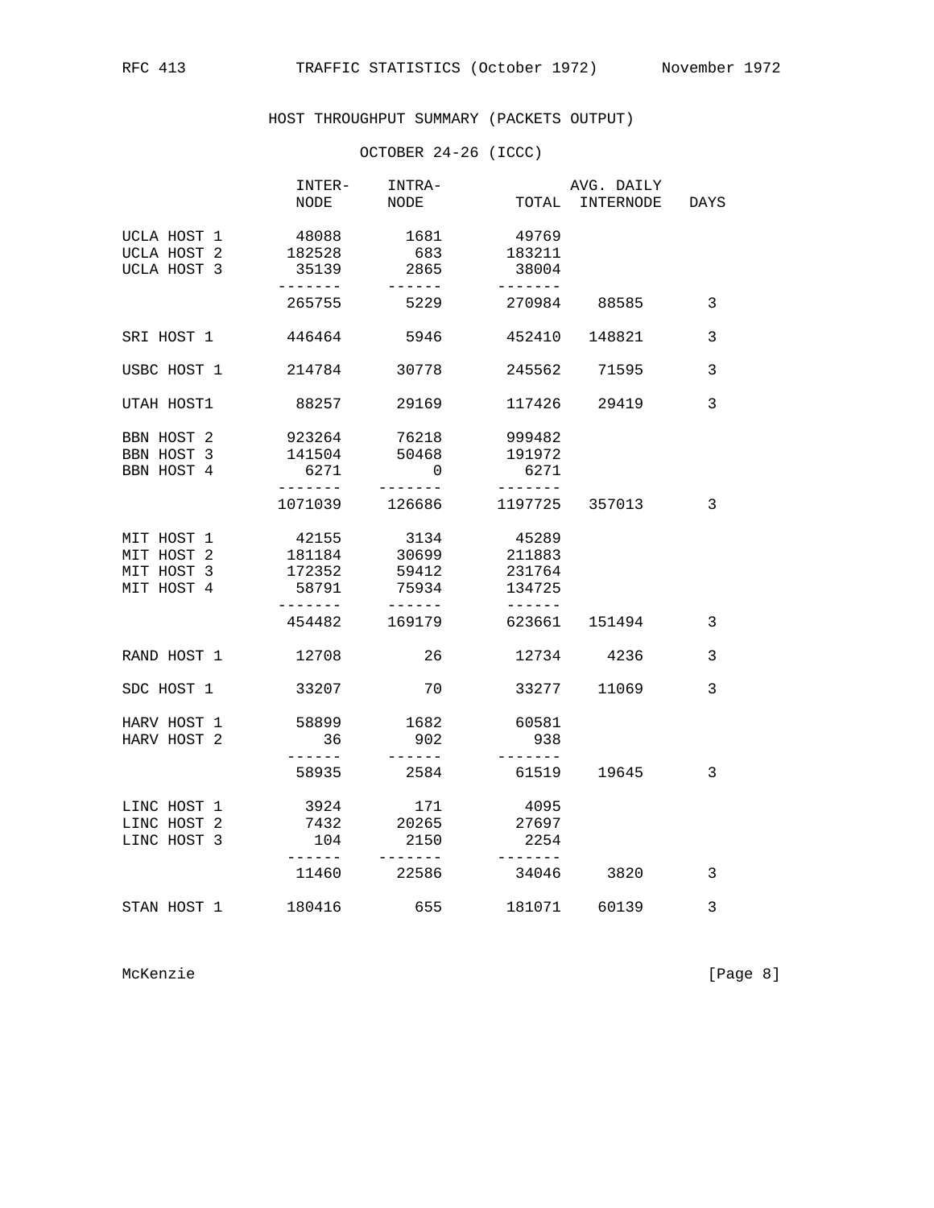## HOST THROUGHPUT SUMMARY (PACKETS OUTPUT)

### OCTOBER 24-26 (ICCC)

| | INTER-NODE | INTRA-NODE | TOTAL | AVG. DAILY INTERNODE | DAYS |
|---|---|---|---|---|---|
| UCLA HOST 1 | 48088 | 1681 | 49769 | | |
| UCLA HOST 2 | 182528 | 683 | 183211 | | |
| UCLA HOST 3 | 35139 | 2865 | 38004 | | |
| | 265755 | 5229 | 270984 | 88585 | 3 |
| SRI HOST 1 | 446464 | 5946 | 452410 | 148821 | 3 |
| USBC HOST 1 | 214784 | 30778 | 245562 | 71595 | 3 |
| UTAH HOST1 | 88257 | 29169 | 117426 | 29419 | 3 |
| BBN HOST 2 | 923264 | 76218 | 999482 | | |
| BBN HOST 3 | 141504 | 50468 | 191972 | | |
| BBN HOST 4 | 6271 | 0 | 6271 | | |
| | 1071039 | 126686 | 1197725 | 357013 | 3 |
| MIT HOST 1 | 42155 | 3134 | 45289 | | |
| MIT HOST 2 | 181184 | 30699 | 211883 | | |
| MIT HOST 3 | 172352 | 59412 | 231764 | | |
| MIT HOST 4 | 58791 | 75934 | 134725 | | |
| | 454482 | 169179 | 623661 | 151494 | 3 |
| RAND HOST 1 | 12708 | 26 | 12734 | 4236 | 3 |
| SDC HOST 1 | 33207 | 70 | 33277 | 11069 | 3 |
| HARV HOST 1 | 58899 | 1682 | 60581 | | |
| HARV HOST 2 | 36 | 902 | 938 | | |
| | 58935 | 2584 | 61519 | 19645 | 3 |
| LINC HOST 1 | 3924 | 171 | 4095 | | |
| LINC HOST 2 | 7432 | 20265 | 27697 | | |
| LINC HOST 3 | 104 | 2150 | 2254 | | |
| | 11460 | 22586 | 34046 | 3820 | 3 |
| STAN HOST 1 | 180416 | 655 | 181071 | 60139 | 3 |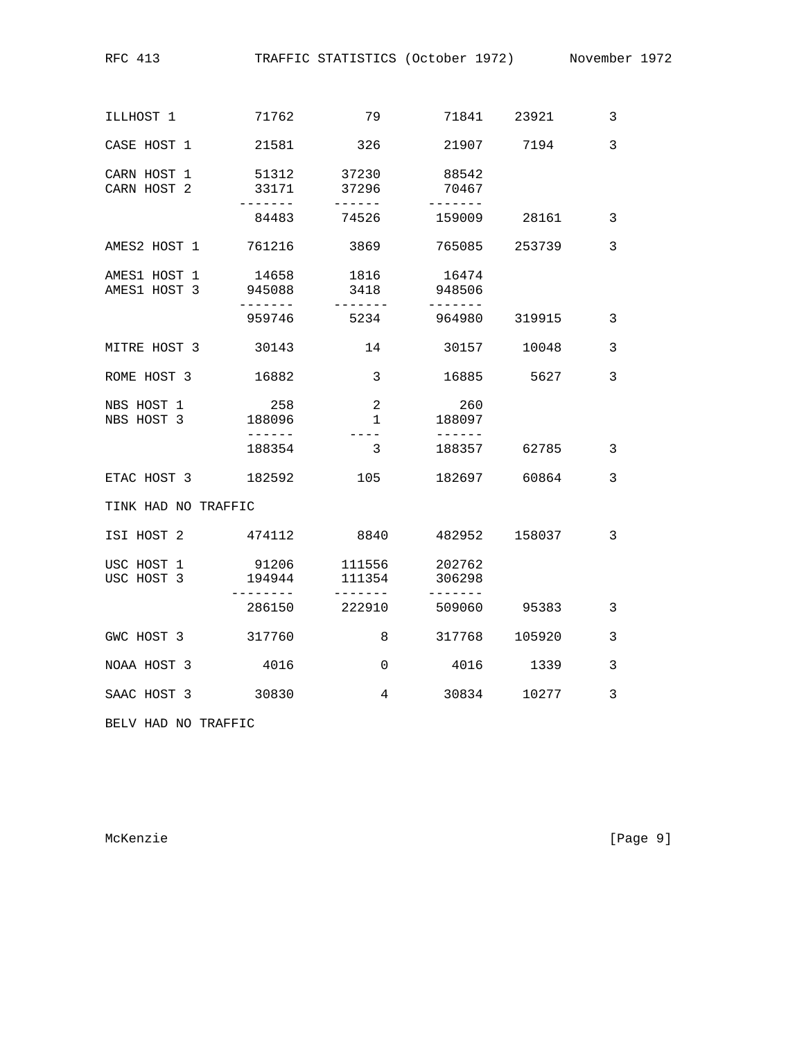```
ILLHOST 1          71762          79         71841    23921        3

CASE HOST 1        21581         326         21907     7194        3

CARN HOST 1        51312       37230         88542
CARN HOST 2        33171       37296         70467
                 -------      ------       -------
                   84483       74526        159009    28161        3

AMES2 HOST 1      761216        3869        765085   253739        3

AMES1 HOST 1       14658        1816         16474
AMES1 HOST 3      945088        3418        948506
                 -------     -------       -------
                  959746        5234        964980   319915        3

MITRE HOST 3       30143          14         30157    10048        3

ROME HOST 3        16882           3         16885     5627        3

NBS HOST 1           258           2           260
NBS HOST 3        188096           1        188097
                  ------        ----        ------
                  188354           3        188357    62785        3

ETAC HOST 3       182592         105        182697    60864        3

TINK HAD NO TRAFFIC

ISI HOST 2        474112        8840        482952   158037        3

USC HOST 1         91206      111556        202762
USC HOST 3        194944      111354        306298
                --------     -------       -------
                  286150      222910        509060    95383        3

GWC HOST 3        317760           8        317768   105920        3

NOAA HOST 3         4016           0          4016     1339        3

SAAC HOST 3        30830           4         30834    10277        3

BELV HAD NO TRAFFIC
```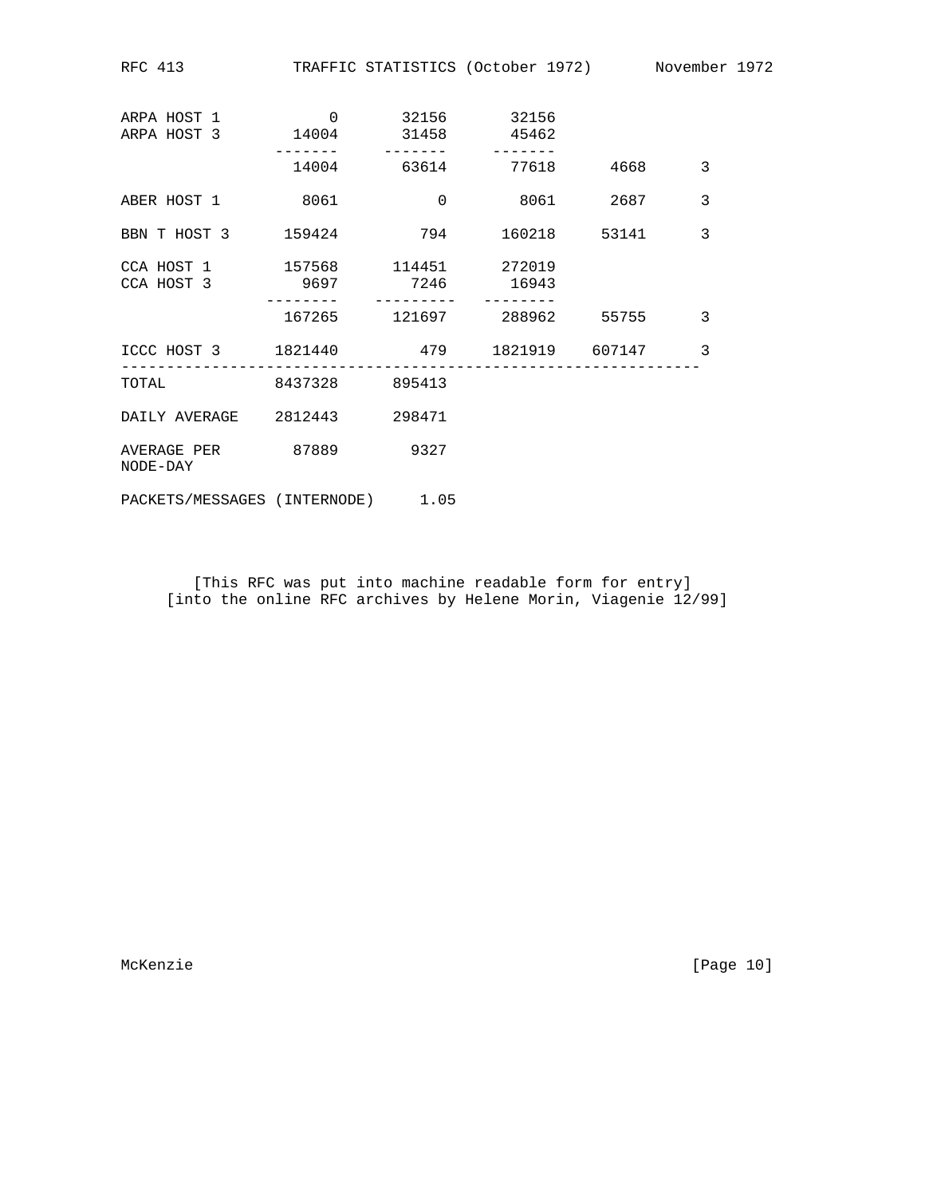| | | | | | |
|---|---|---|---|---|---|
| ARPA HOST 1 | 0 | 32156 | 32156 | | |
| ARPA HOST 3 | 14004 | 31458 | 45462 | | |
| | 14004 | 63614 | 77618 | 4668 | 3 |
| ABER HOST 1 | 8061 | 0 | 8061 | 2687 | 3 |
| BBN T HOST 3 | 159424 | 794 | 160218 | 53141 | 3 |
| CCA HOST 1 | 157568 | 114451 | 272019 | | |
| CCA HOST 3 | 9697 | 7246 | 16943 | | |
| | 167265 | 121697 | 288962 | 55755 | 3 |
| ICCC HOST 3 | 1821440 | 479 | 1821919 | 607147 | 3 |
| TOTAL | 8437328 | 895413 | | | |
| DAILY AVERAGE | 2812443 | 298471 | | | |
| AVERAGE PER NODE-DAY | 87889 | 9327 | | | |
| PACKETS/MESSAGES (INTERNODE) | | 1.05 | | | |

[This RFC was put into machine readable form for entry]
[into the online RFC archives by Helene Morin, Viagenie 12/99]